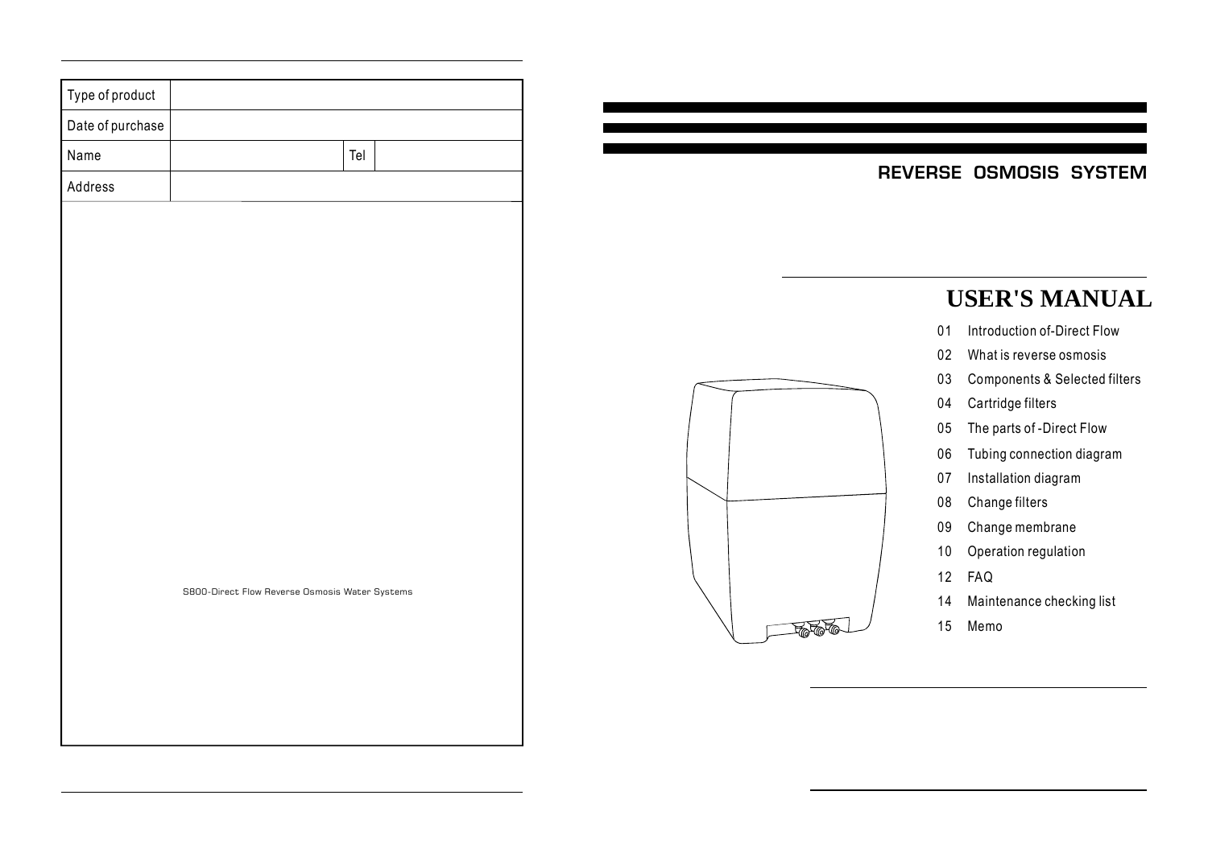| Type of product | | | |
|---|---|---|---|
| Date of purchase | | | |
| Name | | Tel | |
| Address | | | |

S800-Direct Flow Reverse Osmosis Water Systems

## REVERSE OSMOSIS SYSTEM

# USER'S MANUAL

01 Introduction of-Direct Flow

02 What is reverse osmosis

03 Components & Selected filters

04 Cartridge filters

05 The parts of -Direct Flow

06 Tubing connection diagram

07 Installation diagram

08 Change filters

09 Change membrane

10 Operation regulation

12 FAQ

14 Maintenance checking list

15 Memo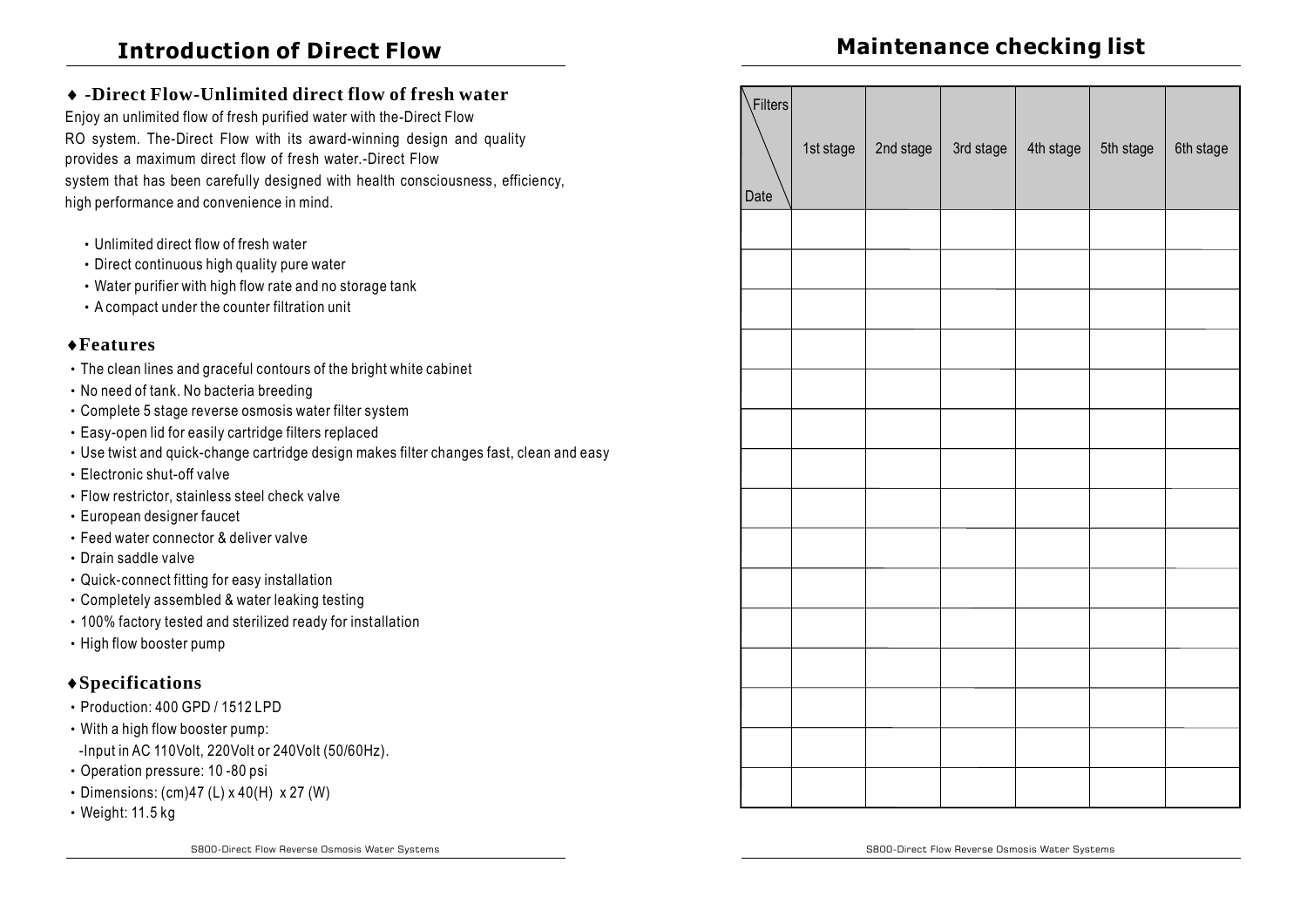## Introduction of Direct Flow

### ♦ -Direct Flow-Unlimited direct flow of fresh water

Enjoy an unlimited flow of fresh purified water with the-Direct Flow RO system. The-Direct Flow with its award-winning design and quality provides a maximum direct flow of fresh water.-Direct Flow system that has been carefully designed with health consciousness, efficiency, high performance and convenience in mind.

- Unlimited direct flow of fresh water
- Direct continuous high quality pure water
- Water purifier with high flow rate and no storage tank
- A compact under the counter filtration unit

### ♦Features

- The clean lines and graceful contours of the bright white cabinet
- No need of tank. No bacteria breeding
- Complete 5 stage reverse osmosis water filter system
- Easy-open lid for easily cartridge filters replaced
- Use twist and quick-change cartridge design makes filter changes fast, clean and easy
- Electronic shut-off valve
- Flow restrictor, stainless steel check valve
- European designer faucet
- Feed water connector & deliver valve
- Drain saddle valve
- Quick-connect fitting for easy installation
- Completely assembled & water leaking testing
- 100% factory tested and sterilized ready for installation
- High flow booster pump

### ♦Specifications

- Production: 400 GPD / 1512 LPD
- With a high flow booster pump:
  -Input in AC 110Volt, 220Volt or 240Volt (50/60Hz).
- Operation pressure: 10 -80 psi
- Dimensions: (cm)47 (L) x 40(H) x 27 (W)
- Weight: 11.5 kg

## Maintenance checking list

| Filters / Date | 1st stage | 2nd stage | 3rd stage | 4th stage | 5th stage | 6th stage |
|---|---|---|---|---|---|---|
| | | | | | | |
| | | | | | | |
| | | | | | | |
| | | | | | | |
| | | | | | | |
| | | | | | | |
| | | | | | | |
| | | | | | | |
| | | | | | | |
| | | | | | | |
| | | | | | | |
| | | | | | | |
| | | | | | | |
| | | | | | | |
| | | | | | | |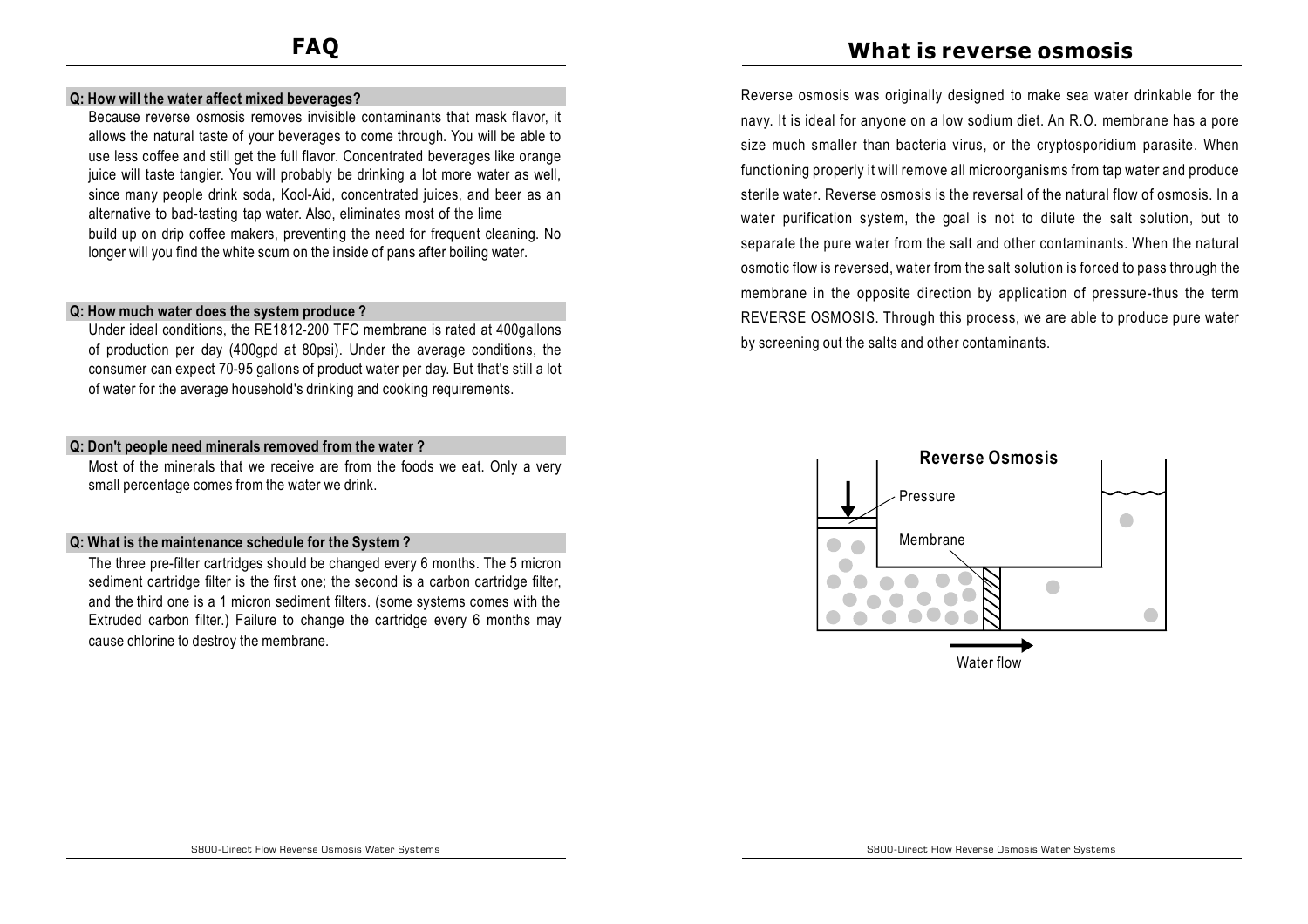## FAQ

**Q: How will the water affect mixed beverages?**

Because reverse osmosis removes invisible contaminants that mask flavor, it allows the natural taste of your beverages to come through. You will be able to use less coffee and still get the full flavor. Concentrated beverages like orange juice will taste tangier. You will probably be drinking a lot more water as well, since many people drink soda, Kool-Aid, concentrated juices, and beer as an alternative to bad-tasting tap water. Also, eliminates most of the lime build up on drip coffee makers, preventing the need for frequent cleaning. No longer will you find the white scum on the inside of pans after boiling water.

**Q: How much water does the system produce ?**

Under ideal conditions, the RE1812-200 TFC membrane is rated at 400gallons of production per day (400gpd at 80psi). Under the average conditions, the consumer can expect 70-95 gallons of product water per day. But that's still a lot of water for the average household's drinking and cooking requirements.

**Q: Don't people need minerals removed from the water ?**

Most of the minerals that we receive are from the foods we eat. Only a very small percentage comes from the water we drink.

**Q: What is the maintenance schedule for the System ?**

The three pre-filter cartridges should be changed every 6 months. The 5 micron sediment cartridge filter is the first one; the second is a carbon cartridge filter, and the third one is a 1 micron sediment filters. (some systems comes with the Extruded carbon filter.) Failure to change the cartridge every 6 months may cause chlorine to destroy the membrane.

## What is reverse osmosis

Reverse osmosis was originally designed to make sea water drinkable for the navy. It is ideal for anyone on a low sodium diet. An R.O. membrane has a pore size much smaller than bacteria virus, or the cryptosporidium parasite. When functioning properly it will remove all microorganisms from tap water and produce sterile water. Reverse osmosis is the reversal of the natural flow of osmosis. In a water purification system, the goal is not to dilute the salt solution, but to separate the pure water from the salt and other contaminants. When the natural osmotic flow is reversed, water from the salt solution is forced to pass through the membrane in the opposite direction by application of pressure-thus the term REVERSE OSMOSIS. Through this process, we are able to produce pure water by screening out the salts and other contaminants.

**Reverse Osmosis**

Pressure

Membrane

Water flow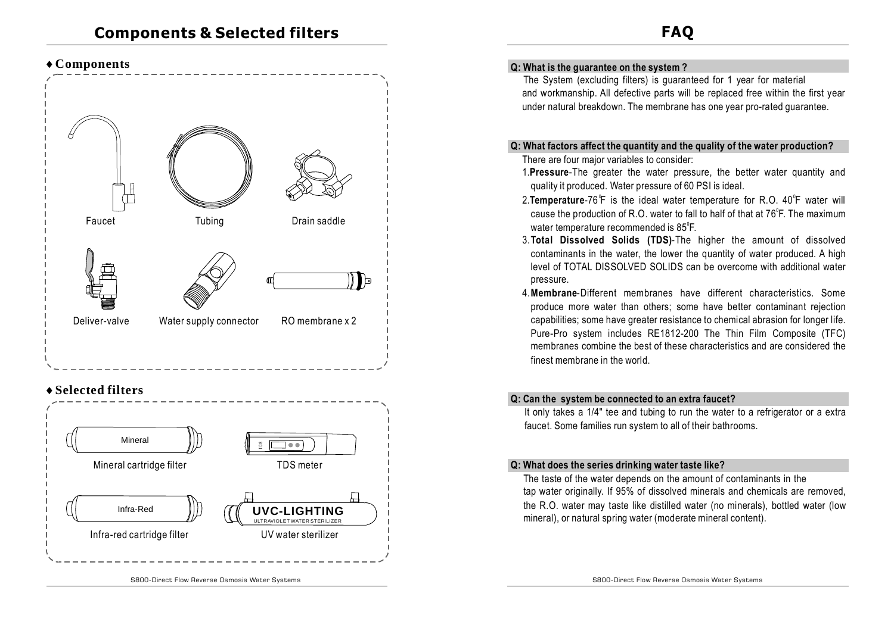# Components & Selected filters

## ♦ Components

Faucet

Tubing

Drain saddle

Deliver-valve

Water supply connector

RO membrane x 2

## ♦ Selected filters

Mineral

Mineral cartridge filter

TDS meter

Infra-Red

Infra-red cartridge filter

UVC-LIGHTING

ULTRAVIOLET WATER STERILIZER

UV water sterilizer

# FAQ

**Q: What is the guarantee on the system ?**

The System (excluding filters) is guaranteed for 1 year for material and workmanship. All defective parts will be replaced free within the first year under natural breakdown. The membrane has one year pro-rated guarantee.

**Q: What factors affect the quantity and the quality of the water production?**

There are four major variables to consider:

1. **Pressure**-The greater the water pressure, the better water quantity and quality it produced. Water pressure of 60 PSI is ideal.
2. **Temperature**-76°F is the ideal water temperature for R.O. 40°F water will cause the production of R.O. water to fall to half of that at 76°F. The maximum water temperature recommended is 85°F.
3. **Total Dissolved Solids (TDS)**-The higher the amount of dissolved contaminants in the water, the lower the quantity of water produced. A high level of TOTAL DISSOLVED SOLIDS can be overcome with additional water pressure.
4. **Membrane**-Different membranes have different characteristics. Some produce more water than others; some have better contaminant rejection capabilities; some have greater resistance to chemical abrasion for longer life. Pure-Pro system includes RE1812-200 The Thin Film Composite (TFC) membranes combine the best of these characteristics and are considered the finest membrane in the world.

**Q: Can the system be connected to an extra faucet?**

It only takes a 1/4" tee and tubing to run the water to a refrigerator or a extra faucet. Some families run system to all of their bathrooms.

**Q: What does the series drinking water taste like?**

The taste of the water depends on the amount of contaminants in the tap water originally. If 95% of dissolved minerals and chemicals are removed, the R.O. water may taste like distilled water (no minerals), bottled water (low mineral), or natural spring water (moderate mineral content).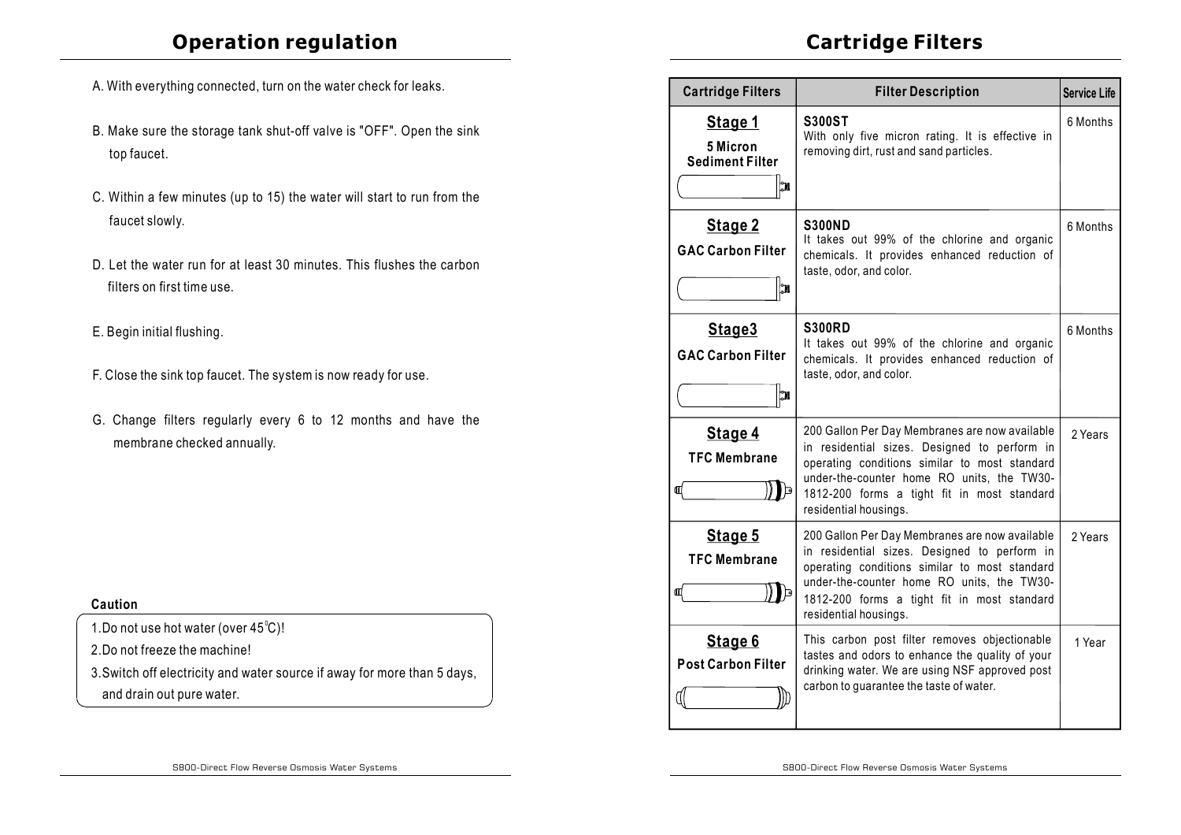## Operation regulation

A. With everything connected, turn on the water check for leaks.

B. Make sure the storage tank shut-off valve is "OFF". Open the sink top faucet.

C. Within a few minutes (up to 15) the water will start to run from the faucet slowly.

D. Let the water run for at least 30 minutes. This flushes the carbon filters on first time use.

E. Begin initial flushing.

F. Close the sink top faucet. The system is now ready for use.

G. Change filters regularly every 6 to 12 months and have the membrane checked annually.

**Caution**

1. Do not use hot water (over 45°C)!
2. Do not freeze the machine!
3. Switch off electricity and water source if away for more than 5 days, and drain out pure water.

## Cartridge Filters

| Cartridge Filters | Filter Description | Service Life |
|---|---|---|
| **Stage 1** 5 Micron Sediment Filter | **S300ST** With only five micron rating. It is effective in removing dirt, rust and sand particles. | 6 Months |
| **Stage 2** GAC Carbon Filter | **S300ND** It takes out 99% of the chlorine and organic chemicals. It provides enhanced reduction of taste, odor, and color. | 6 Months |
| **Stage3** GAC Carbon Filter | **S300RD** It takes out 99% of the chlorine and organic chemicals. It provides enhanced reduction of taste, odor, and color. | 6 Months |
| **Stage 4** TFC Membrane | 200 Gallon Per Day Membranes are now available in residential sizes. Designed to perform in operating conditions similar to most standard under-the-counter home RO units, the TW30-1812-200 forms a tight fit in most standard residential housings. | 2 Years |
| **Stage 5** TFC Membrane | 200 Gallon Per Day Membranes are now available in residential sizes. Designed to perform in operating conditions similar to most standard under-the-counter home RO units, the TW30-1812-200 forms a tight fit in most standard residential housings. | 2 Years |
| **Stage 6** Post Carbon Filter | This carbon post filter removes objectionable tastes and odors to enhance the quality of your drinking water. We are using NSF approved post carbon to guarantee the taste of water. | 1 Year |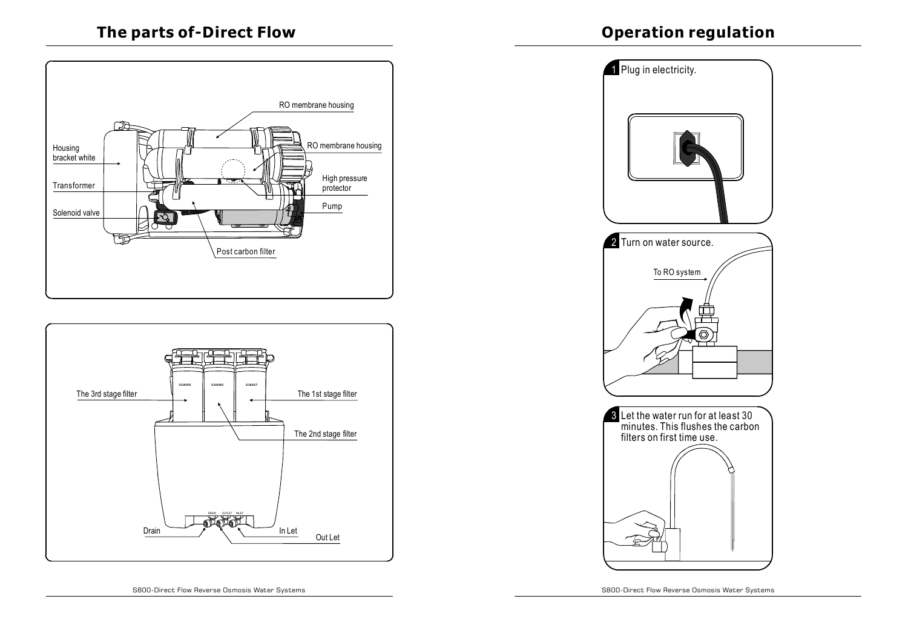# The parts of-Direct Flow

RO membrane housing

RO membrane housing

Housing bracket white

Transformer

High pressure protector

Pump

Solenoid valve

Post carbon filter

The 3rd stage filter

The 1st stage filter

The 2nd stage filter

Drain

In Let

Out Let

# Operation regulation

1 Plug in electricity.

2 Turn on water source.

To RO system

3 Let the water run for at least 30 minutes. This flushes the carbon filters on first time use.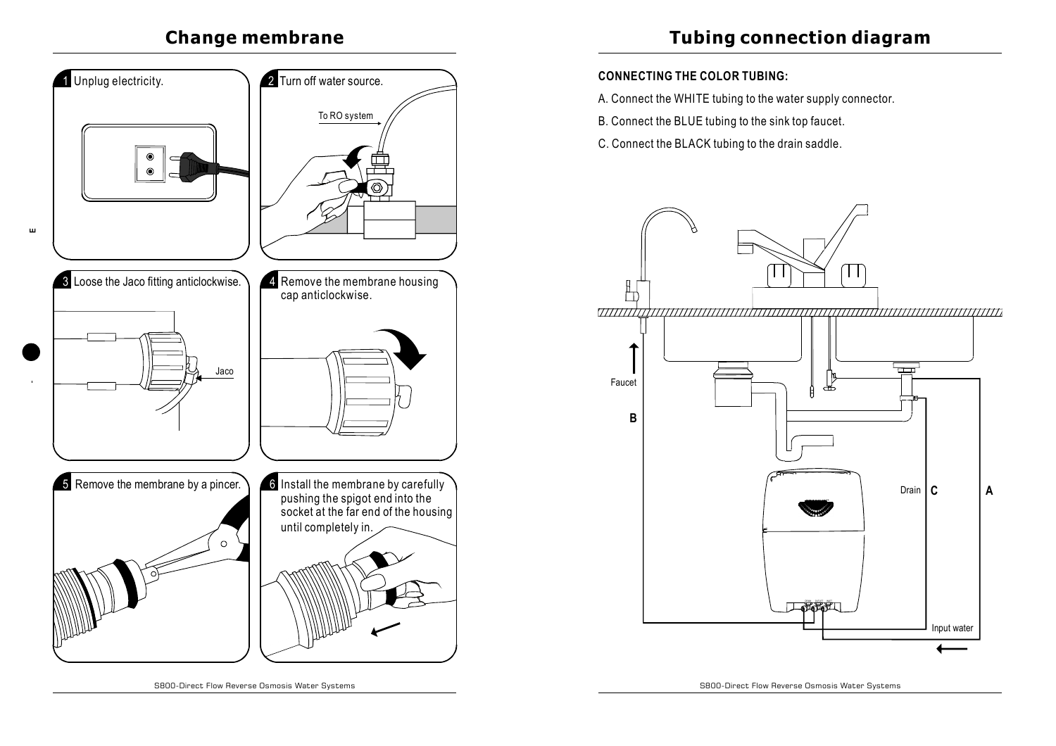## Change membrane

1 Unplug electricity.

2 Turn off water source.

To RO system

3 Loose the Jaco fitting anticlockwise.

Jaco

4 Remove the membrane housing cap anticlockwise.

5 Remove the membrane by a pincer.

6 Install the membrane by carefully pushing the spigot end into the socket at the far end of the housing until completely in.

## Tubing connection diagram

**CONNECTING THE COLOR TUBING:**

A. Connect the WHITE tubing to the water supply connector.

B. Connect the BLUE tubing to the sink top faucet.

C. Connect the BLACK tubing to the drain saddle.

Faucet

B

Drain C

A

Input water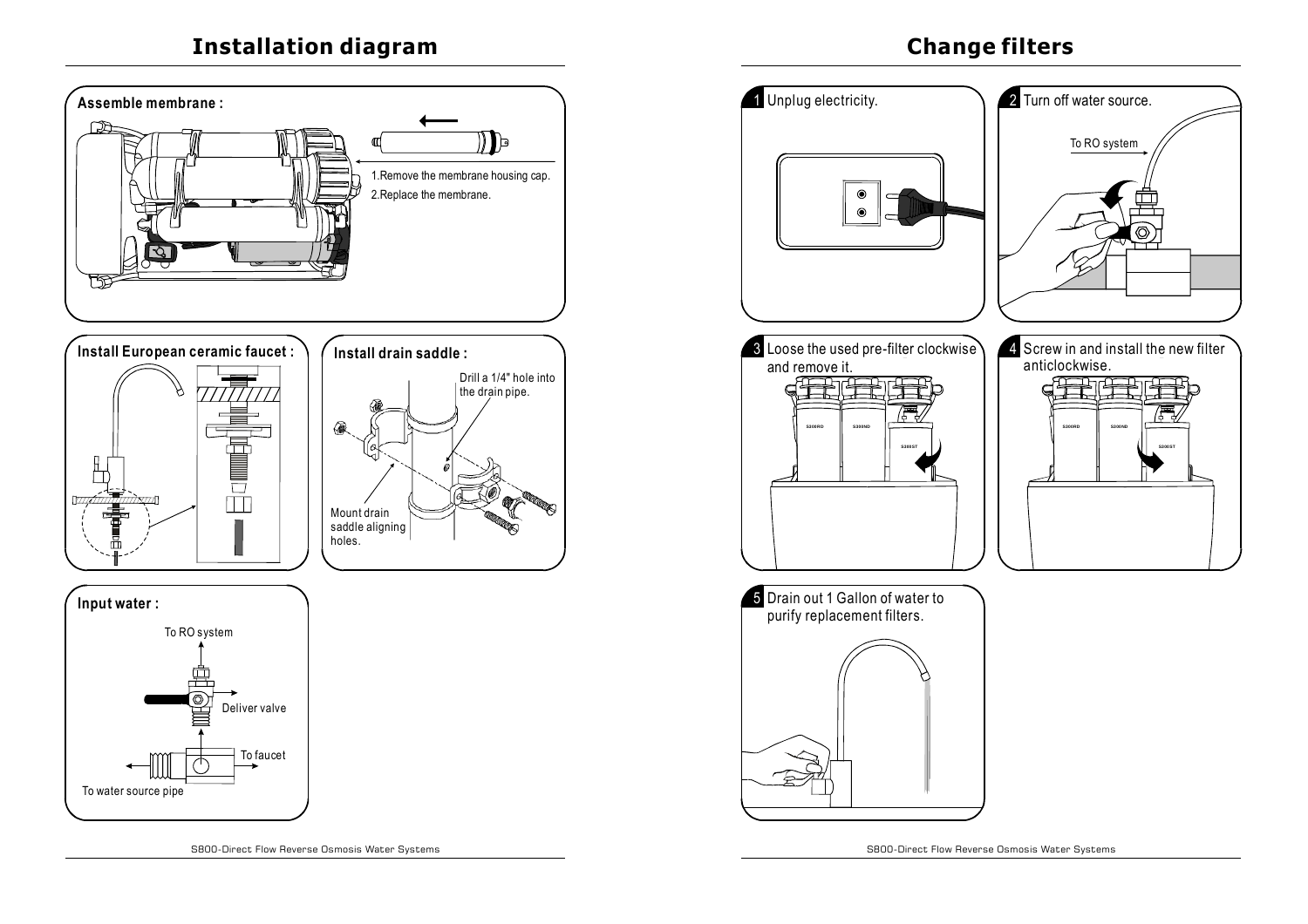## Installation diagram

### Assemble membrane :

1. Remove the membrane housing cap.
2. Replace the membrane.

### Install European ceramic faucet :

### Install drain saddle :

Drill a 1/4" hole into the drain pipe.

Mount drain saddle aligning holes.

### Input water :

To RO system

Deliver valve

To faucet

To water source pipe

## Change filters

1 Unplug electricity.

2 Turn off water source.

To RO system

3 Loose the used pre-filter clockwise and remove it.

S300RO S300ND S300ST

4 Screw in and install the new filter anticlockwise.

S300RO S300ND S300ST

5 Drain out 1 Gallon of water to purify replacement filters.